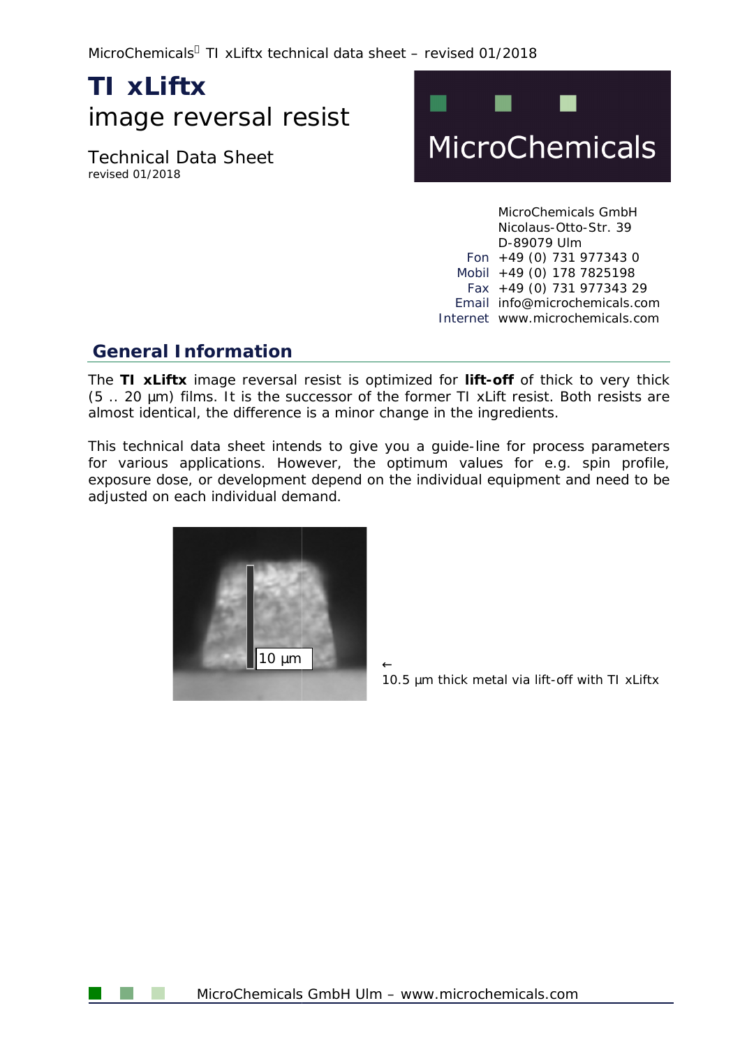# TI xLiftx

image reversal resist

Technical Data Sheet
revised 01/2018

MicroChemicals

MicroChemicals GmbH
Nicolaus-Otto-Str. 39
D-89079 Ulm

Fon +49 (0) 731 977343 0
Mobil +49 (0) 178 7825198
Fax +49 (0) 731 977343 29
Email info@microchemicals.com
Internet www.microchemicals.com

## General Information

The **TI xLiftx** image reversal resist is optimized for **lift-off** of thick to very thick (5 .. 20 µm) films. It is the successor of the former TI xLift resist. Both resists are almost identical, the difference is a minor change in the ingredients.

This technical data sheet intends to give you a guide-line for process parameters for various applications. However, the optimum values for e.g. spin profile, exposure dose, or development depend on the individual equipment and need to be adjusted on each individual demand.

10 µm

← 10.5 µm thick metal via lift-off with TI xLiftx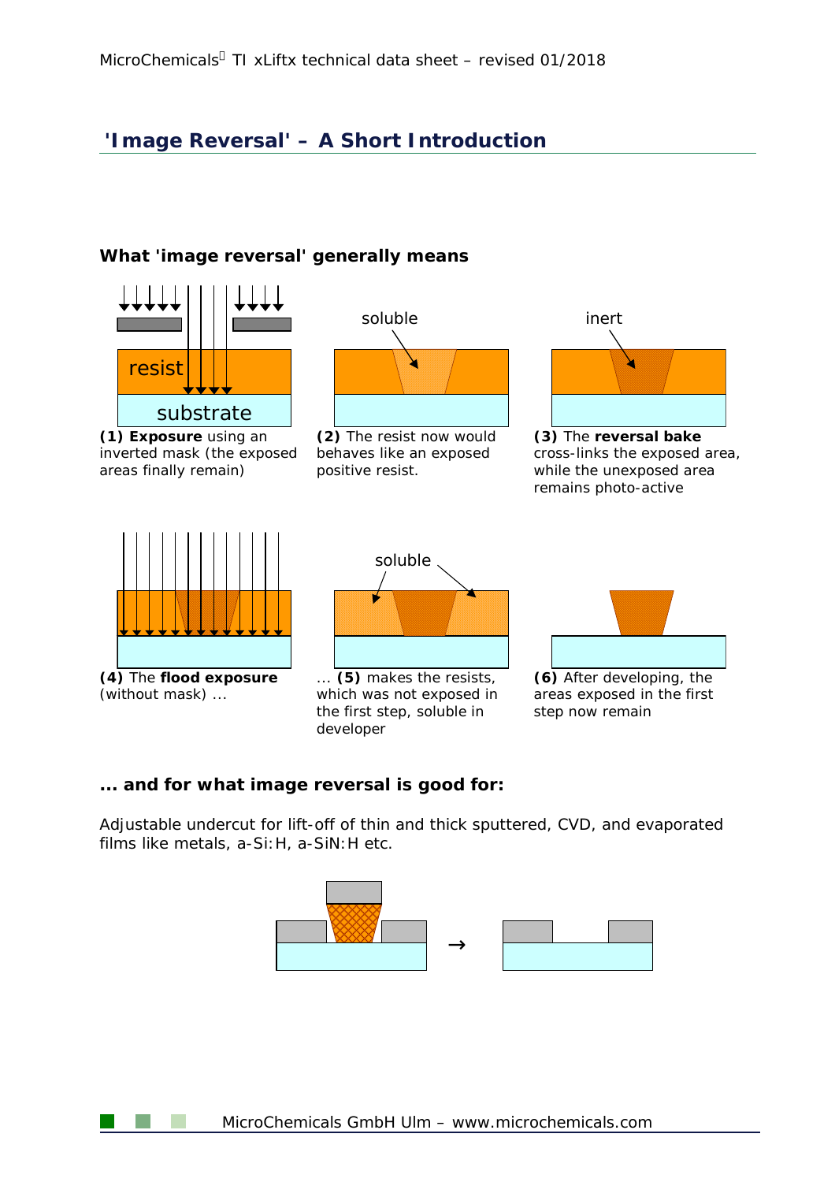## 'Image Reversal' – A Short Introduction

### What 'image reversal' generally means

resist

substrate

**(1) Exposure** using an inverted mask (the exposed areas finally remain)

soluble

**(2)** The resist now would behaves like an exposed positive resist.

inert

**(3)** The **reversal bake** cross-links the exposed area, while the unexposed area remains photo-active

**(4)** The **flood exposure** (without mask) ...

soluble

... **(5)** makes the resists, which was not exposed in the first step, soluble in developer

**(6)** After developing, the areas exposed in the first step now remain

### ... and for what image reversal is good for:

Adjustable undercut for lift-off of thin and thick sputtered, CVD, and evaporated films like metals, a-Si:H, a-SiN:H etc.

→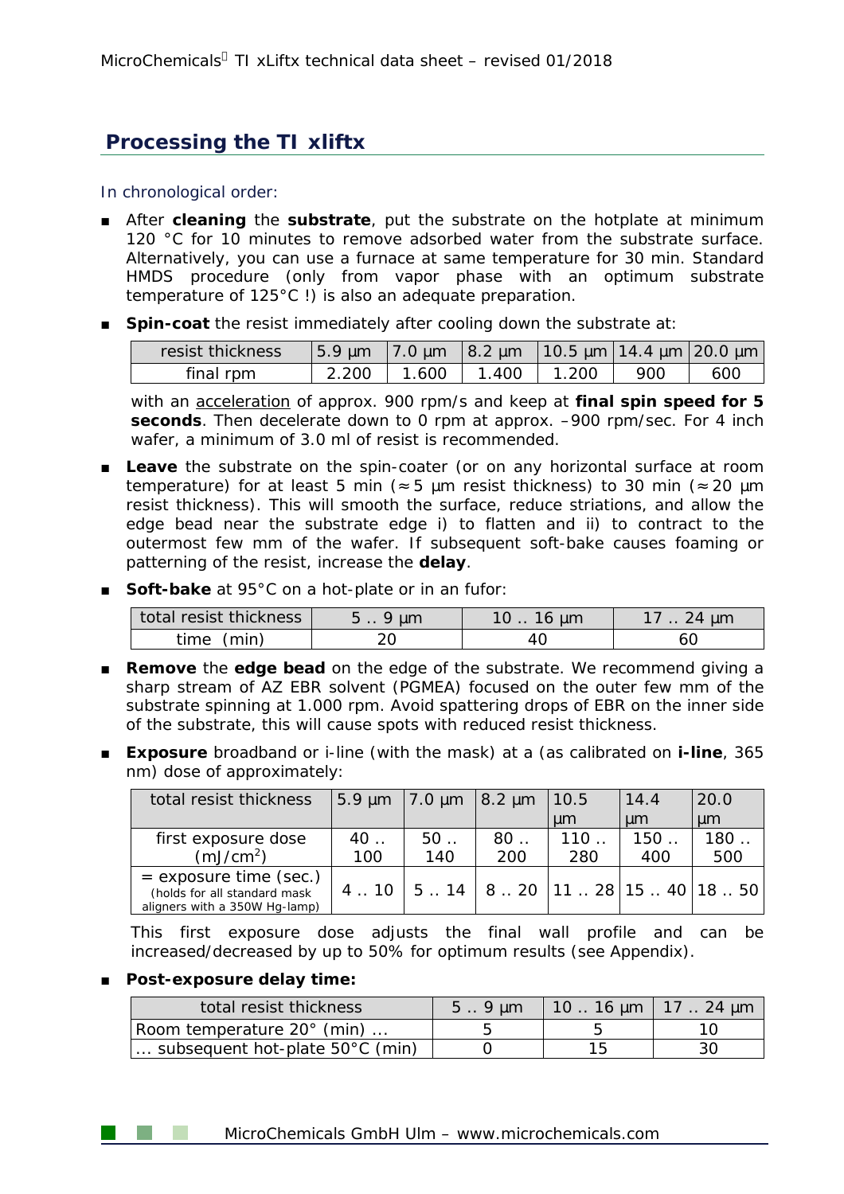## Processing the TI xliftx

In chronological order:

- After **cleaning** the **substrate**, put the substrate on the hotplate at minimum 120 °C for 10 minutes to remove adsorbed water from the substrate surface. Alternatively, you can use a furnace at same temperature for 30 min. Standard HMDS procedure (only from vapor phase with an optimum substrate temperature of 125°C !) is also an adequate preparation.

- **Spin-coat** the resist immediately after cooling down the substrate at:

| resist thickness | 5.9 µm | 7.0 µm | 8.2 µm | 10.5 µm | 14.4 µm | 20.0 µm |
|---|---|---|---|---|---|---|
| final rpm | 2.200 | 1.600 | 1.400 | 1.200 | 900 | 600 |

  with an acceleration of approx. 900 rpm/s and keep at **final spin speed for 5 seconds**. Then decelerate down to 0 rpm at approx. –900 rpm/sec. For 4 inch wafer, a minimum of 3.0 ml of resist is recommended.

- **Leave** the substrate on the spin-coater (or on any horizontal surface at room temperature) for at least 5 min (≈5 µm resist thickness) to 30 min (≈20 µm resist thickness). This will smooth the surface, reduce striations, and allow the edge bead near the substrate edge i) to flatten and ii) to contract to the outermost few mm of the wafer. If subsequent soft-bake causes foaming or patterning of the resist, increase the **delay**.

- **Soft-bake** at 95°C on a hot-plate or in an fufor:

| total resist thickness | 5 .. 9 µm | 10 .. 16 µm | 17 .. 24 µm |
|---|---|---|---|
| time (min) | 20 | 40 | 60 |

- **Remove** the **edge bead** on the edge of the substrate. We recommend giving a sharp stream of AZ EBR solvent (PGMEA) focused on the outer few mm of the substrate spinning at 1.000 rpm. Avoid spattering drops of EBR on the inner side of the substrate, this will cause spots with reduced resist thickness.

- **Exposure** broadband or i-line (with the mask) at a (as calibrated on **i-line**, 365 nm) dose of approximately:

| total resist thickness | 5.9 µm | 7.0 µm | 8.2 µm | 10.5 µm | 14.4 µm | 20.0 µm |
|---|---|---|---|---|---|---|
| first exposure dose (mJ/cm$^2$) | 40 .. 100 | 50 .. 140 | 80 .. 200 | 110 .. 280 | 150 .. 400 | 180 .. 500 |
| = exposure time (sec.) (holds for all standard mask aligners with a 350W Hg-lamp) | 4 .. 10 | 5 .. 14 | 8 .. 20 | 11 .. 28 | 15 .. 40 | 18 .. 50 |

  This first exposure dose adjusts the final wall profile and can be increased/decreased by up to 50% for optimum results (see Appendix).

- **Post-exposure delay time:**

| total resist thickness | 5 .. 9 µm | 10 .. 16 µm | 17 .. 24 µm |
|---|---|---|---|
| Room temperature 20° (min) ... | 5 | 5 | 10 |
| ... subsequent hot-plate 50°C (min) | 0 | 15 | 30 |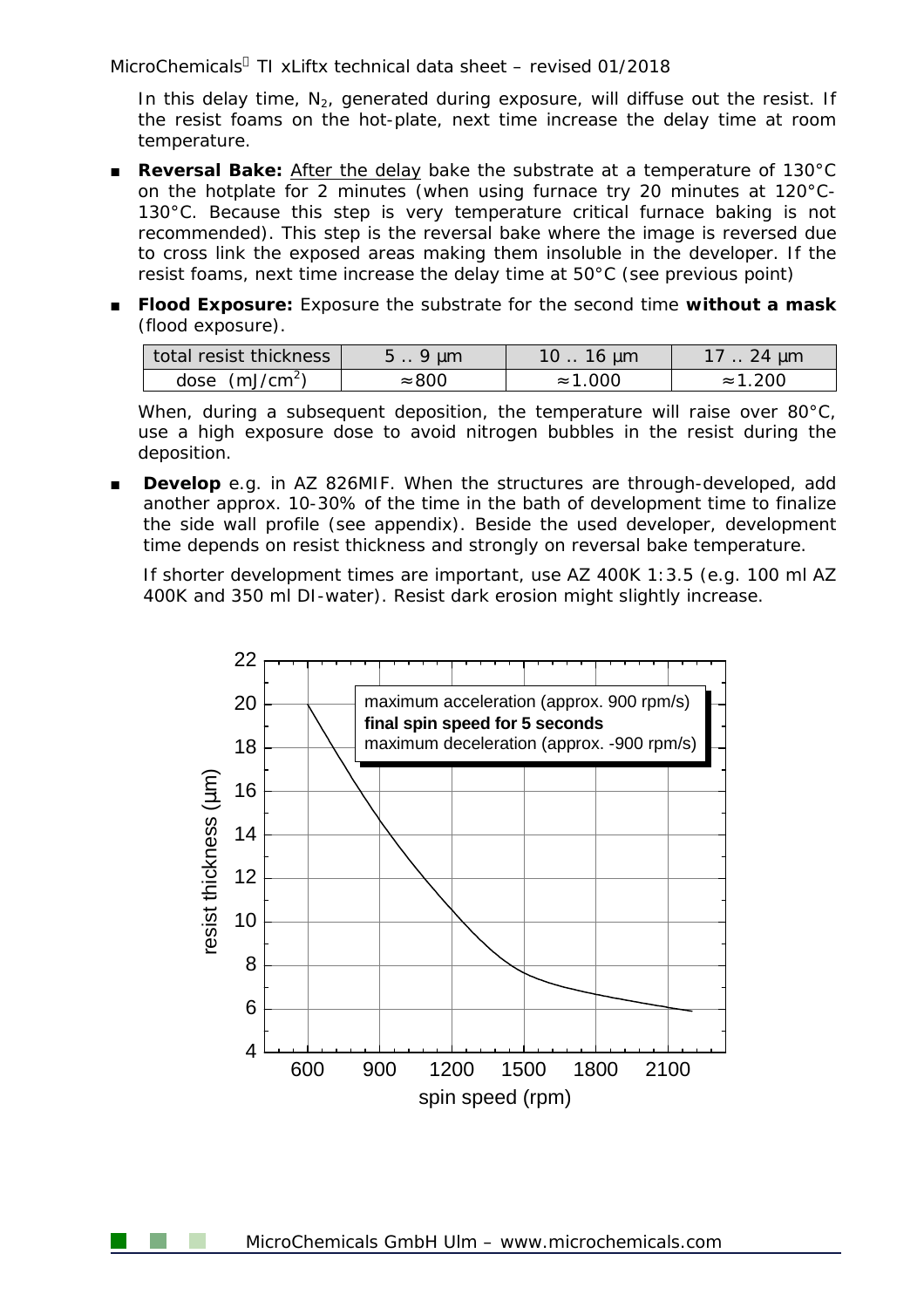In this delay time, $N_2$, generated during exposure, will diffuse out the resist. If the resist foams on the hot-plate, next time increase the delay time at room temperature.

- **Reversal Bake:** After the delay bake the substrate at a temperature of 130°C on the hotplate for 2 minutes (when using furnace try 20 minutes at 120°C-130°C. Because this step is very temperature critical furnace baking is not recommended). This step is the reversal bake where the image is reversed due to cross link the exposed areas making them insoluble in the developer. If the resist foams, next time increase the delay time at 50°C (see previous point)

- **Flood Exposure:** Exposure the substrate for the second time **without a mask** (flood exposure).

| total resist thickness | 5 .. 9 µm | 10 .. 16 µm | 17 .. 24 µm |
|---|---|---|---|
| dose (mJ/cm$^2$) | ≈800 | ≈1.000 | ≈1.200 |

When, during a subsequent deposition, the temperature will raise over 80°C, use a high exposure dose to avoid nitrogen bubbles in the resist during the deposition.

- **Develop** e.g. in AZ 826MIF. When the structures are through-developed, add another approx. 10-30% of the time in the bath of development time to finalize the side wall profile (see appendix). Beside the used developer, development time depends on resist thickness and strongly on reversal bake temperature.

  If shorter development times are important, use AZ 400K 1:3.5 (e.g. 100 ml AZ 400K and 350 ml DI-water). Resist dark erosion might slightly increase.

maximum acceleration (approx. 900 rpm/s)
**final spin speed for 5 seconds**
maximum deceleration (approx. -900 rpm/s)

resist thickness (µm)

spin speed (rpm)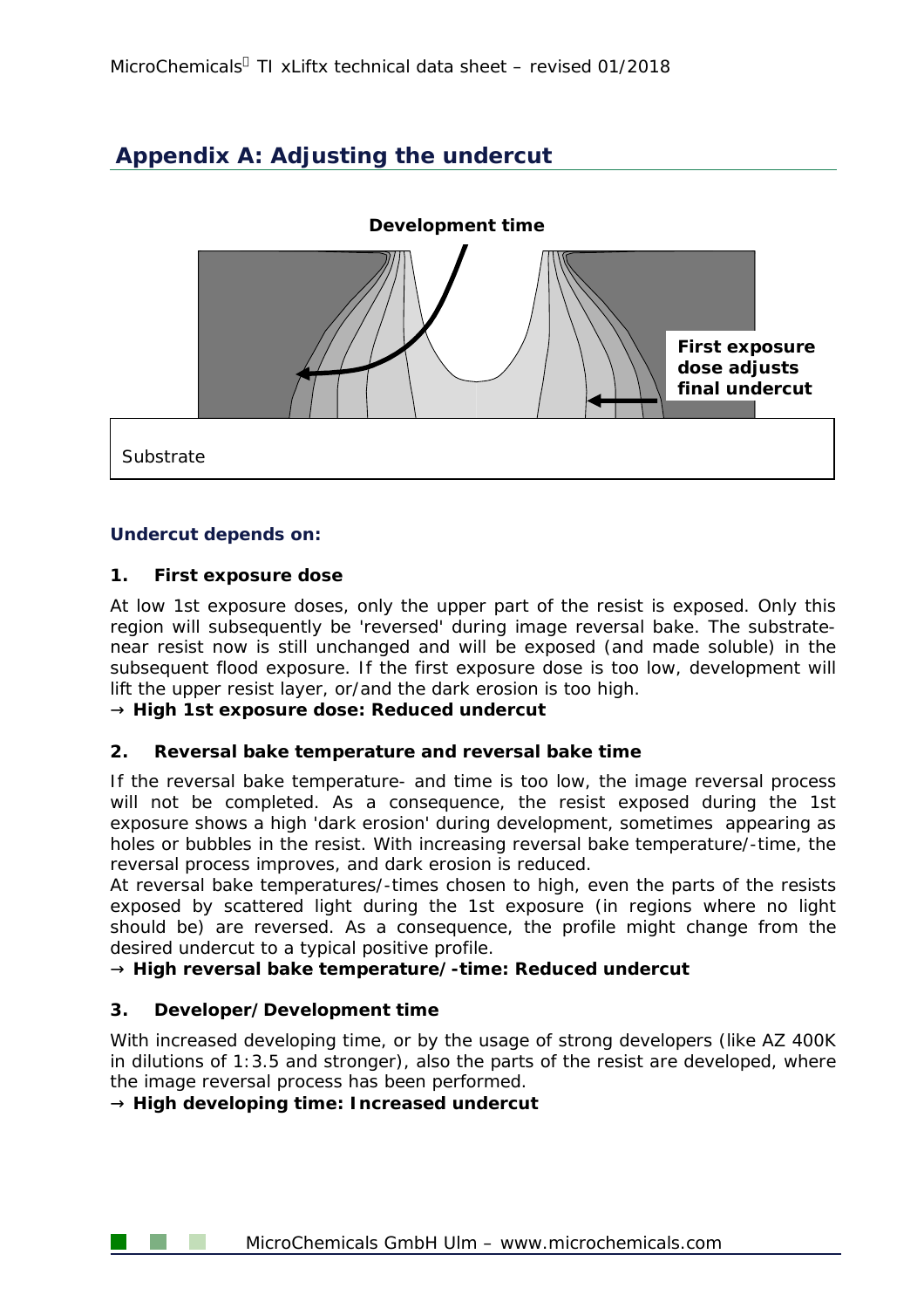## Appendix A: Adjusting the undercut

**Development time**

**First exposure dose adjusts final undercut**

Substrate

**Undercut depends on:**

**1. First exposure dose**

At low 1st exposure doses, only the upper part of the resist is exposed. Only this region will subsequently be 'reversed' during image reversal bake. The substrate-near resist now is still unchanged and will be exposed (and made soluble) in the subsequent flood exposure. If the first exposure dose is too low, development will lift the upper resist layer, or/and the dark erosion is too high.

→ **High 1st exposure dose: Reduced undercut**

**2. Reversal bake temperature and reversal bake time**

If the reversal bake temperature- and time is too low, the image reversal process will not be completed. As a consequence, the resist exposed during the 1st exposure shows a high 'dark erosion' during development, sometimes appearing as holes or bubbles in the resist. With increasing reversal bake temperature/-time, the reversal process improves, and dark erosion is reduced.

At reversal bake temperatures/-times chosen to high, even the parts of the resists exposed by scattered light during the 1st exposure (in regions where no light should be) are reversed. As a consequence, the profile might change from the desired undercut to a typical positive profile.

→ **High reversal bake temperature/-time: Reduced undercut**

**3. Developer/Development time**

With increased developing time, or by the usage of strong developers (like AZ 400K in dilutions of 1:3.5 and stronger), also the parts of the resist are developed, where the image reversal process has been performed.

→ **High developing time: Increased undercut**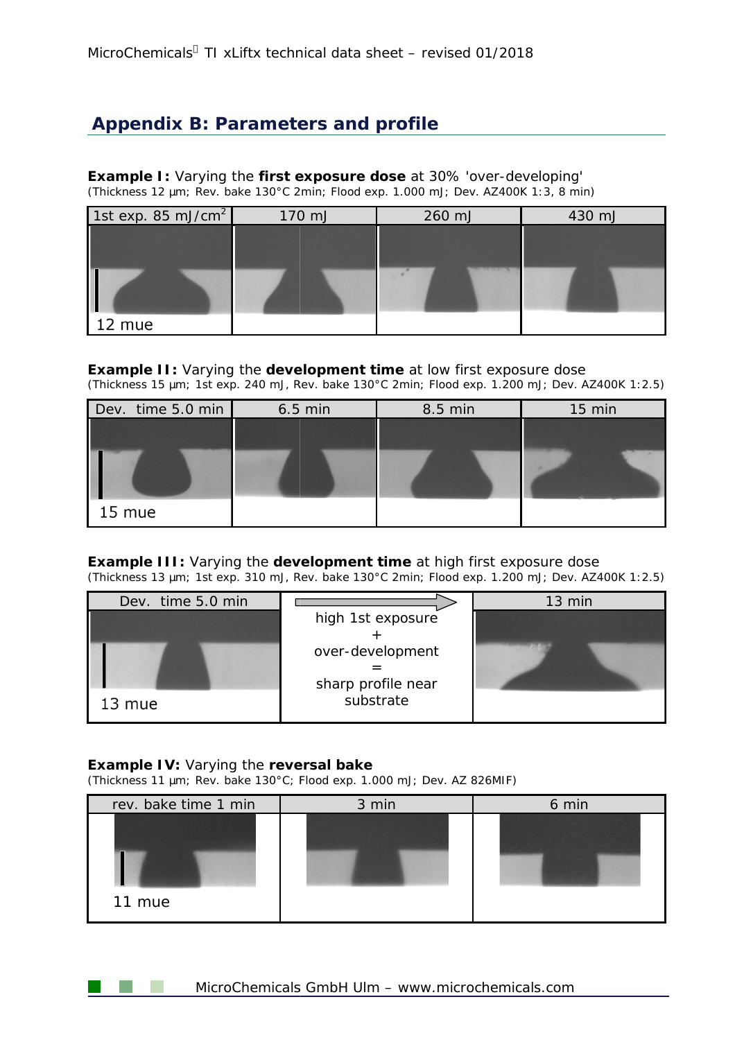## Appendix B: Parameters and profile

**Example I:** Varying the **first exposure dose** at 30% 'over-developing'
(Thickness 12 µm; Rev. bake 130°C 2min; Flood exp. 1.000 mJ; Dev. AZ400K 1:3, 8 min)

1st exp. 85 mJ/cm²

170 mJ

260 mJ

430 mJ

12 mue

**Example II:** Varying the **development time** at low first exposure dose
(Thickness 15 µm; 1st exp. 240 mJ, Rev. bake 130°C 2min; Flood exp. 1.200 mJ; Dev. AZ400K 1:2.5)

Dev. time 5.0 min

6.5 min

8.5 min

15 min

15 mue

**Example III:** Varying the **development time** at high first exposure dose
(Thickness 13 µm; 1st exp. 310 mJ, Rev. bake 130°C 2min; Flood exp. 1.200 mJ; Dev. AZ400K 1:2.5)

Dev. time 5.0 min

13 min

high 1st exposure + over-development = sharp profile near substrate

13 mue

**Example IV:** Varying the **reversal bake**
(Thickness 11 µm; Rev. bake 130°C; Flood exp. 1.000 mJ; Dev. AZ 826MIF)

rev. bake time 1 min

3 min

6 min

11 mue